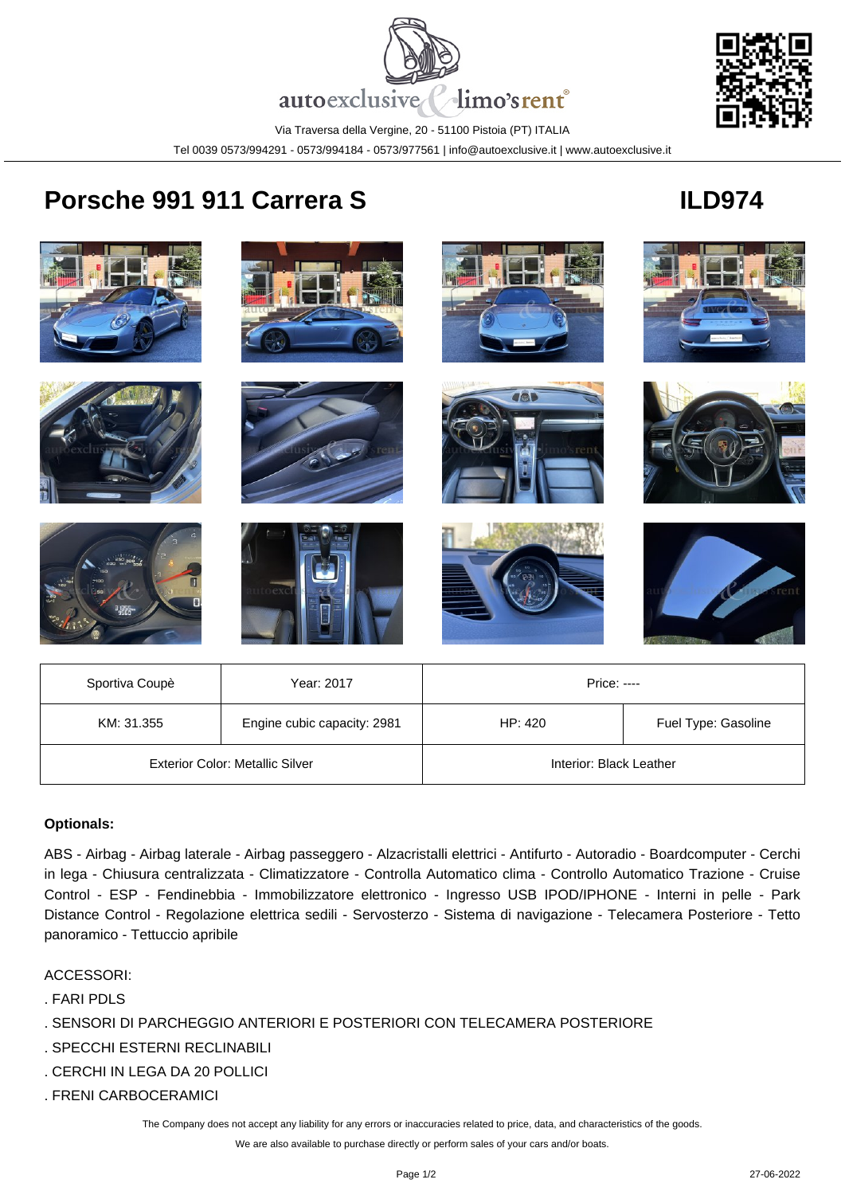autoexclusive & limo'srent®

Via Traversa della Vergine, 20 - 51100 Pistoia (PT) ITALIA

Tel 0039 0573/994291 - 0573/994184 - 0573/977561 | info@autoexclusive.it | www.autoexclusive.it

# Porsche 991 911 Carrera S

## ILD974

| Sportiva Coupè | Year: 2017 | Price: ---- | |
|---|---|---|---|
| KM: 31.355 | Engine cubic capacity: 2981 | HP: 420 | Fuel Type: Gasoline |
| Exterior Color: Metallic Silver | | Interior: Black Leather | |

**Optionals:**

ABS - Airbag - Airbag laterale - Airbag passeggero - Alzacristalli elettrici - Antifurto - Autoradio - Boardcomputer - Cerchi in lega - Chiusura centralizzata - Climatizzatore - Controlla Automatico clima - Controllo Automatico Trazione - Cruise Control - ESP - Fendinebbia - Immobilizzatore elettronico - Ingresso USB IPOD/IPHONE - Interni in pelle - Park Distance Control - Regolazione elettrica sedili - Servosterzo - Sistema di navigazione - Telecamera Posteriore - Tetto panoramico - Tettuccio apribile

ACCESSORI:

. FARI PDLS

. SENSORI DI PARCHEGGIO ANTERIORI E POSTERIORI CON TELECAMERA POSTERIORE

. SPECCHI ESTERNI RECLINABILI

. CERCHI IN LEGA DA 20 POLLICI

. FRENI CARBOCERAMICI

The Company does not accept any liability for any errors or inaccuracies related to price, data, and characteristics of the goods.

We are also available to purchase directly or perform sales of your cars and/or boats.

27-06-2022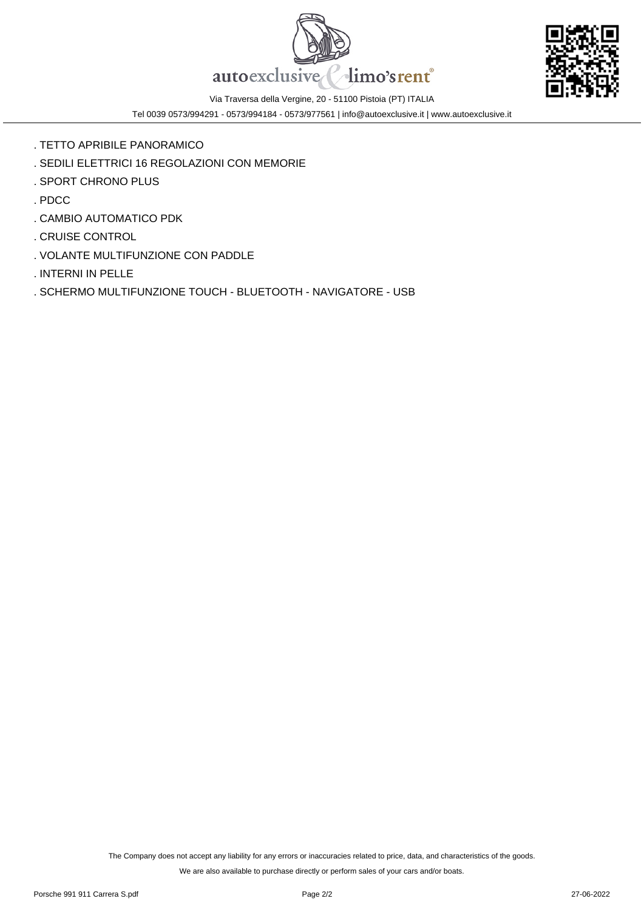. TETTO APRIBILE PANORAMICO

. SEDILI ELETTRICI 16 REGOLAZIONI CON MEMORIE

. SPORT CHRONO PLUS

. PDCC

. CAMBIO AUTOMATICO PDK

. CRUISE CONTROL

. VOLANTE MULTIFUNZIONE CON PADDLE

. INTERNI IN PELLE

. SCHERMO MULTIFUNZIONE TOUCH - BLUETOOTH - NAVIGATORE - USB

The Company does not accept any liability for any errors or inaccuracies related to price, data, and characteristics of the goods.

We are also available to purchase directly or perform sales of your cars and/or boats.